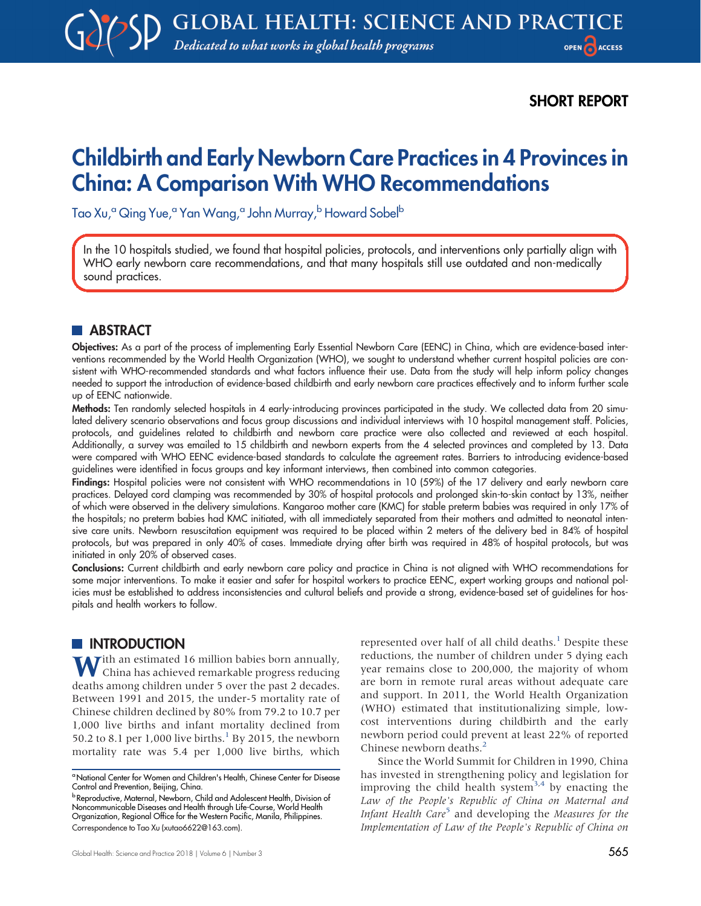SHORT REPORT

# Childbirth and Early Newborn Care Practices in 4 Provinces in China: A Comparison With WHO Recommendations

Tao Xu,[a] Qing Yue,[a] Yan Wang,[a] John Murray,[b] Howard Sobel[b]

In the 10 hospitals studied, we found that hospital policies, protocols, and interventions only partially align with WHO early newborn care recommendations, and that many hospitals still use outdated and non-medically sound practices.

## ABSTRACT

**Objectives:** As a part of the process of implementing Early Essential Newborn Care (EENC) in China, which are evidence-based interventions recommended by the World Health Organization (WHO), we sought to understand whether current hospital policies are consistent with WHO-recommended standards and what factors influence their use. Data from the study will help inform policy changes needed to support the introduction of evidence-based childbirth and early newborn care practices effectively and to inform further scale up of EENC nationwide.

**Methods:** Ten randomly selected hospitals in 4 early-introducing provinces participated in the study. We collected data from 20 simulated delivery scenario observations and focus group discussions and individual interviews with 10 hospital management staff. Policies, protocols, and guidelines related to childbirth and newborn care practice were also collected and reviewed at each hospital. Additionally, a survey was emailed to 15 childbirth and newborn experts from the 4 selected provinces and completed by 13. Data were compared with WHO EENC evidence-based standards to calculate the agreement rates. Barriers to introducing evidence-based guidelines were identified in focus groups and key informant interviews, then combined into common categories.

**Findings:** Hospital policies were not consistent with WHO recommendations in 10 (59%) of the 17 delivery and early newborn care practices. Delayed cord clamping was recommended by 30% of hospital protocols and prolonged skin-to-skin contact by 13%, neither of which were observed in the delivery simulations. Kangaroo mother care (KMC) for stable preterm babies was required in only 17% of the hospitals; no preterm babies had KMC initiated, with all immediately separated from their mothers and admitted to neonatal intensive care units. Newborn resuscitation equipment was required to be placed within 2 meters of the delivery bed in 84% of hospital protocols, but was prepared in only 40% of cases. Immediate drying after birth was required in 48% of hospital protocols, but was initiated in only 20% of observed cases.

**Conclusions:** Current childbirth and early newborn care policy and practice in China is not aligned with WHO recommendations for some major interventions. To make it easier and safer for hospital workers to practice EENC, expert working groups and national policies must be established to address inconsistencies and cultural beliefs and provide a strong, evidence-based set of guidelines for hospitals and health workers to follow.

## INTRODUCTION

With an estimated 16 million babies born annually, China has achieved remarkable progress reducing deaths among children under 5 over the past 2 decades. Between 1991 and 2015, the under-5 mortality rate of Chinese children declined by 80% from 79.2 to 10.7 per 1,000 live births and infant mortality declined from 50.2 to 8.1 per 1,000 live births.[1] By 2015, the newborn mortality rate was 5.4 per 1,000 live births, which represented over half of all child deaths.[1] Despite these reductions, the number of children under 5 dying each year remains close to 200,000, the majority of whom are born in remote rural areas without adequate care and support. In 2011, the World Health Organization (WHO) estimated that institutionalizing simple, low-cost interventions during childbirth and the early newborn period could prevent at least 22% of reported Chinese newborn deaths.[2]

Since the World Summit for Children in 1990, China has invested in strengthening policy and legislation for improving the child health system[3,4] by enacting the *Law of the People's Republic of China on Maternal and Infant Health Care*[5] and developing the *Measures for the Implementation of Law of the People's Republic of China on*

[a] National Center for Women and Children's Health, Chinese Center for Disease Control and Prevention, Beijing, China.

[b] Reproductive, Maternal, Newborn, Child and Adolescent Health, Division of Noncommunicable Diseases and Health through Life-Course, World Health Organization, Regional Office for the Western Pacific, Manila, Philippines.

Correspondence to Tao Xu (xutao6622@163.com).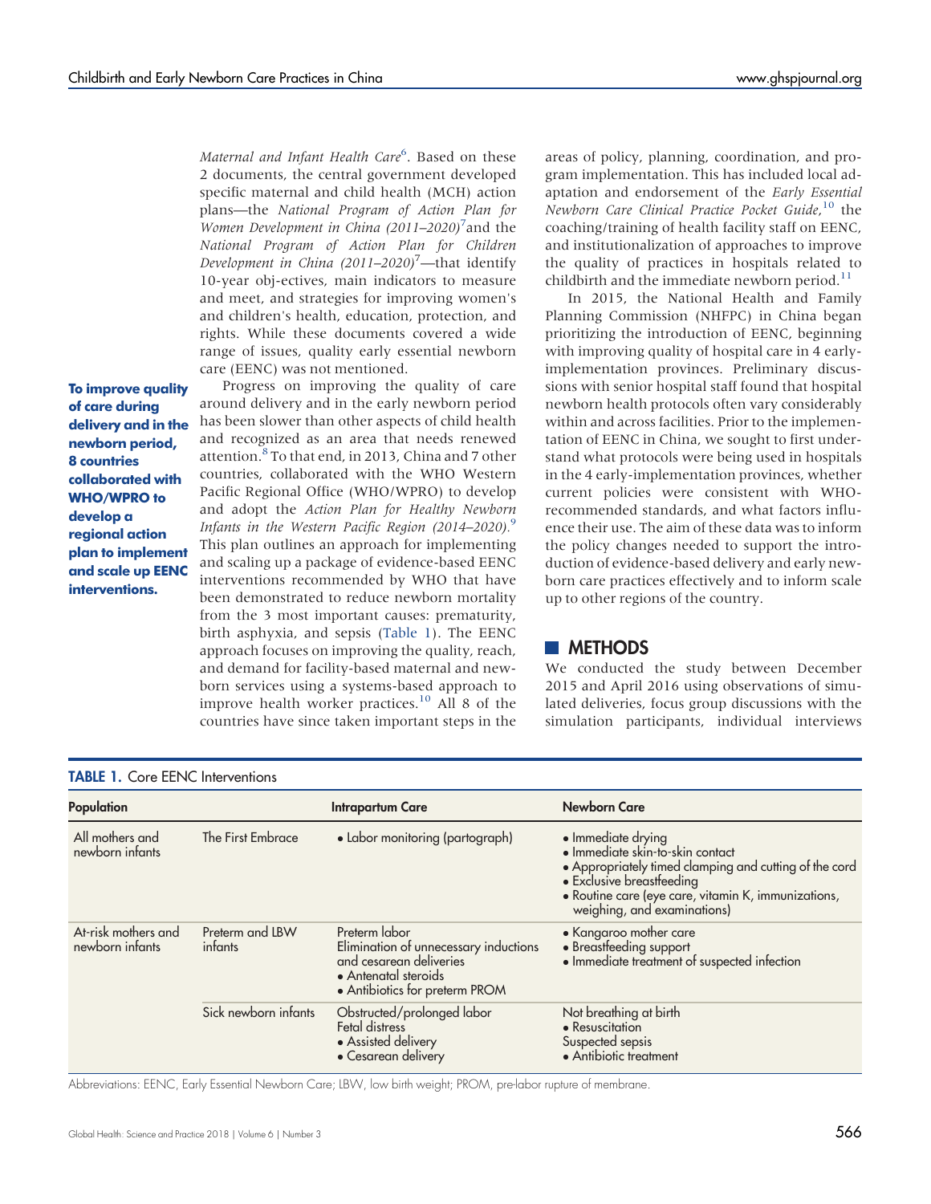*Maternal and Infant Health Care*[6]. Based on these 2 documents, the central government developed specific maternal and child health (MCH) action plans—the *National Program of Action Plan for Women Development in China (2011–2020)*[7] and the *National Program of Action Plan for Children Development in China (2011–2020)*[7]—that identify 10-year obj-ectives, main indicators to measure and meet, and strategies for improving women's and children's health, education, protection, and rights. While these documents covered a wide range of issues, quality early essential newborn care (EENC) was not mentioned.

**To improve quality of care during delivery and in the newborn period, 8 countries collaborated with WHO/WPRO to develop a regional action plan to implement and scale up EENC interventions.**

Progress on improving the quality of care around delivery and in the early newborn period has been slower than other aspects of child health and recognized as an area that needs renewed attention.[8] To that end, in 2013, China and 7 other countries, collaborated with the WHO Western Pacific Regional Office (WHO/WPRO) to develop and adopt the *Action Plan for Healthy Newborn Infants in the Western Pacific Region (2014–2020)*.[9] This plan outlines an approach for implementing and scaling up a package of evidence-based EENC interventions recommended by WHO that have been demonstrated to reduce newborn mortality from the 3 most important causes: prematurity, birth asphyxia, and sepsis (Table 1). The EENC approach focuses on improving the quality, reach, and demand for facility-based maternal and newborn services using a systems-based approach to improve health worker practices.[10] All 8 of the countries have since taken important steps in the areas of policy, planning, coordination, and program implementation. This has included local adaptation and endorsement of the *Early Essential Newborn Care Clinical Practice Pocket Guide*,[10] the coaching/training of health facility staff on EENC, and institutionalization of approaches to improve the quality of practices in hospitals related to childbirth and the immediate newborn period.[11]

In 2015, the National Health and Family Planning Commission (NHFPC) in China began prioritizing the introduction of EENC, beginning with improving quality of hospital care in 4 early-implementation provinces. Preliminary discussions with senior hospital staff found that hospital newborn health protocols often vary considerably within and across facilities. Prior to the implementation of EENC in China, we sought to first understand what protocols were being used in hospitals in the 4 early-implementation provinces, whether current policies were consistent with WHO-recommended standards, and what factors influence their use. The aim of these data was to inform the policy changes needed to support the introduction of evidence-based delivery and early newborn care practices effectively and to inform scale up to other regions of the country.

## METHODS

We conducted the study between December 2015 and April 2016 using observations of simulated deliveries, focus group discussions with the simulation participants, individual interviews

**TABLE 1.** Core EENC Interventions

| Population | | Intrapartum Care | Newborn Care |
|---|---|---|---|
| All mothers and newborn infants | The First Embrace | • Labor monitoring (partograph) | • Immediate drying<br>• Immediate skin-to-skin contact<br>• Appropriately timed clamping and cutting of the cord<br>• Exclusive breastfeeding<br>• Routine care (eye care, vitamin K, immunizations, weighing, and examinations) |
| At-risk mothers and newborn infants | Preterm and LBW infants | Preterm labor<br>Elimination of unnecessary inductions and cesarean deliveries<br>• Antenatal steroids<br>• Antibiotics for preterm PROM | • Kangaroo mother care<br>• Breastfeeding support<br>• Immediate treatment of suspected infection |
| | Sick newborn infants | Obstructed/prolonged labor<br>Fetal distress<br>• Assisted delivery<br>• Cesarean delivery | Not breathing at birth<br>• Resuscitation<br>Suspected sepsis<br>• Antibiotic treatment |

Abbreviations: EENC, Early Essential Newborn Care; LBW, low birth weight; PROM, pre-labor rupture of membrane.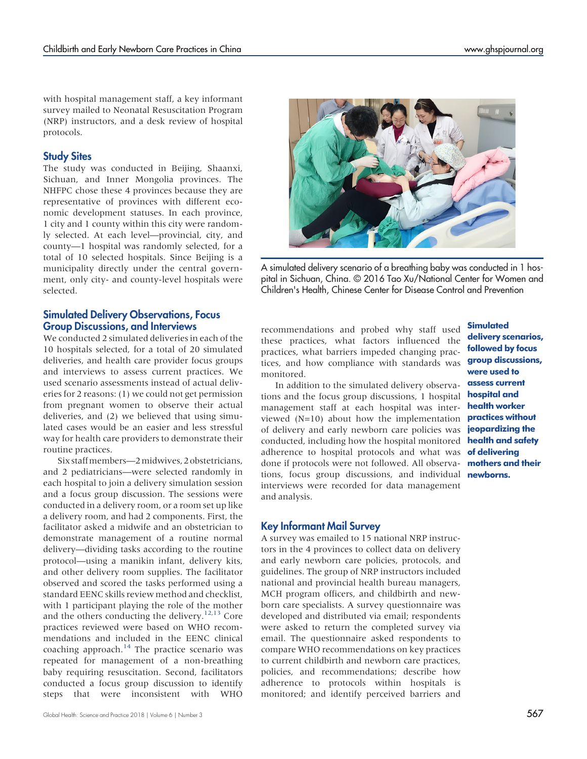with hospital management staff, a key informant survey mailed to Neonatal Resuscitation Program (NRP) instructors, and a desk review of hospital protocols.

### Study Sites

The study was conducted in Beijing, Shaanxi, Sichuan, and Inner Mongolia provinces. The NHFPC chose these 4 provinces because they are representative of provinces with different economic development statuses. In each province, 1 city and 1 county within this city were randomly selected. At each level—provincial, city, and county—1 hospital was randomly selected, for a total of 10 selected hospitals. Since Beijing is a municipality directly under the central government, only city- and county-level hospitals were selected.

A simulated delivery scenario of a breathing baby was conducted in 1 hospital in Sichuan, China. © 2016 Tao Xu/National Center for Women and Children's Health, Chinese Center for Disease Control and Prevention

### Simulated Delivery Observations, Focus Group Discussions, and Interviews

We conducted 2 simulated deliveries in each of the 10 hospitals selected, for a total of 20 simulated deliveries, and health care provider focus groups and interviews to assess current practices. We used scenario assessments instead of actual deliveries for 2 reasons: (1) we could not get permission from pregnant women to observe their actual deliveries, and (2) we believed that using simulated cases would be an easier and less stressful way for health care providers to demonstrate their routine practices.

Six staff members—2 midwives, 2 obstetricians, and 2 pediatricians—were selected randomly in each hospital to join a delivery simulation session and a focus group discussion. The sessions were conducted in a delivery room, or a room set up like a delivery room, and had 2 components. First, the facilitator asked a midwife and an obstetrician to demonstrate management of a routine normal delivery—dividing tasks according to the routine protocol—using a manikin infant, delivery kits, and other delivery room supplies. The facilitator observed and scored the tasks performed using a standard EENC skills review method and checklist, with 1 participant playing the role of the mother and the others conducting the delivery.[12,13] Core practices reviewed were based on WHO recommendations and included in the EENC clinical coaching approach.[14] The practice scenario was repeated for management of a non-breathing baby requiring resuscitation. Second, facilitators conducted a focus group discussion to identify steps that were inconsistent with WHO recommendations and probed why staff used these practices, what factors influenced the practices, what barriers impeded changing practices, and how compliance with standards was monitored.

**Simulated delivery scenarios, followed by focus group discussions, were used to assess current hospital and health worker practices without jeopardizing the health and safety of delivering mothers and their newborns.**

In addition to the simulated delivery observations and the focus group discussions, 1 hospital management staff at each hospital was interviewed (N=10) about how the implementation of delivery and early newborn care policies was conducted, including how the hospital monitored adherence to hospital protocols and what was done if protocols were not followed. All observations, focus group discussions, and individual interviews were recorded for data management and analysis.

### Key Informant Mail Survey

A survey was emailed to 15 national NRP instructors in the 4 provinces to collect data on delivery and early newborn care policies, protocols, and guidelines. The group of NRP instructors included national and provincial health bureau managers, MCH program officers, and childbirth and newborn care specialists. A survey questionnaire was developed and distributed via email; respondents were asked to return the completed survey via email. The questionnaire asked respondents to compare WHO recommendations on key practices to current childbirth and newborn care practices, policies, and recommendations; describe how adherence to protocols within hospitals is monitored; and identify perceived barriers and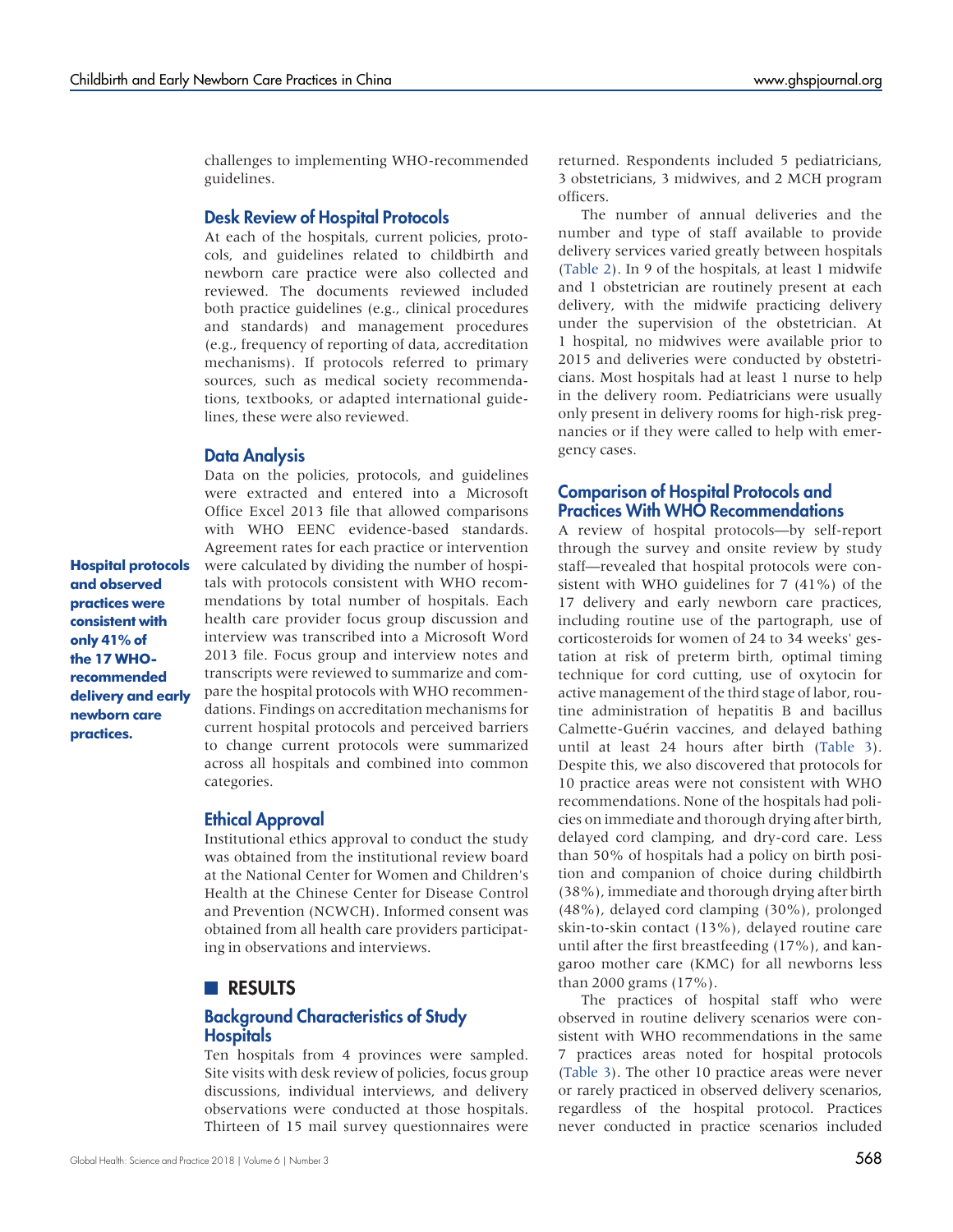challenges to implementing WHO-recommended guidelines.

### Desk Review of Hospital Protocols

At each of the hospitals, current policies, protocols, and guidelines related to childbirth and newborn care practice were also collected and reviewed. The documents reviewed included both practice guidelines (e.g., clinical procedures and standards) and management procedures (e.g., frequency of reporting of data, accreditation mechanisms). If protocols referred to primary sources, such as medical society recommendations, textbooks, or adapted international guidelines, these were also reviewed.

### Data Analysis

Data on the policies, protocols, and guidelines were extracted and entered into a Microsoft Office Excel 2013 file that allowed comparisons with WHO EENC evidence-based standards. Agreement rates for each practice or intervention were calculated by dividing the number of hospitals with protocols consistent with WHO recommendations by total number of hospitals. Each health care provider focus group discussion and interview was transcribed into a Microsoft Word 2013 file. Focus group and interview notes and transcripts were reviewed to summarize and compare the hospital protocols with WHO recommendations. Findings on accreditation mechanisms for current hospital protocols and perceived barriers to change current protocols were summarized across all hospitals and combined into common categories.

**Hospital protocols and observed practices were consistent with only 41% of the 17 WHO-recommended delivery and early newborn care practices.**

### Ethical Approval

Institutional ethics approval to conduct the study was obtained from the institutional review board at the National Center for Women and Children's Health at the Chinese Center for Disease Control and Prevention (NCWCH). Informed consent was obtained from all health care providers participating in observations and interviews.

## RESULTS

### Background Characteristics of Study Hospitals

Ten hospitals from 4 provinces were sampled. Site visits with desk review of policies, focus group discussions, individual interviews, and delivery observations were conducted at those hospitals. Thirteen of 15 mail survey questionnaires were returned. Respondents included 5 pediatricians, 3 obstetricians, 3 midwives, and 2 MCH program officers.

The number of annual deliveries and the number and type of staff available to provide delivery services varied greatly between hospitals (Table 2). In 9 of the hospitals, at least 1 midwife and 1 obstetrician are routinely present at each delivery, with the midwife practicing delivery under the supervision of the obstetrician. At 1 hospital, no midwives were available prior to 2015 and deliveries were conducted by obstetricians. Most hospitals had at least 1 nurse to help in the delivery room. Pediatricians were usually only present in delivery rooms for high-risk pregnancies or if they were called to help with emergency cases.

### Comparison of Hospital Protocols and Practices With WHO Recommendations

A review of hospital protocols—by self-report through the survey and onsite review by study staff—revealed that hospital protocols were consistent with WHO guidelines for 7 (41%) of the 17 delivery and early newborn care practices, including routine use of the partograph, use of corticosteroids for women of 24 to 34 weeks' gestation at risk of preterm birth, optimal timing technique for cord cutting, use of oxytocin for active management of the third stage of labor, routine administration of hepatitis B and bacillus Calmette-Guérin vaccines, and delayed bathing until at least 24 hours after birth (Table 3). Despite this, we also discovered that protocols for 10 practice areas were not consistent with WHO recommendations. None of the hospitals had policies on immediate and thorough drying after birth, delayed cord clamping, and dry-cord care. Less than 50% of hospitals had a policy on birth position and companion of choice during childbirth (38%), immediate and thorough drying after birth (48%), delayed cord clamping (30%), prolonged skin-to-skin contact (13%), delayed routine care until after the first breastfeeding (17%), and kangaroo mother care (KMC) for all newborns less than 2000 grams (17%).

The practices of hospital staff who were observed in routine delivery scenarios were consistent with WHO recommendations in the same 7 practices areas noted for hospital protocols (Table 3). The other 10 practice areas were never or rarely practiced in observed delivery scenarios, regardless of the hospital protocol. Practices never conducted in practice scenarios included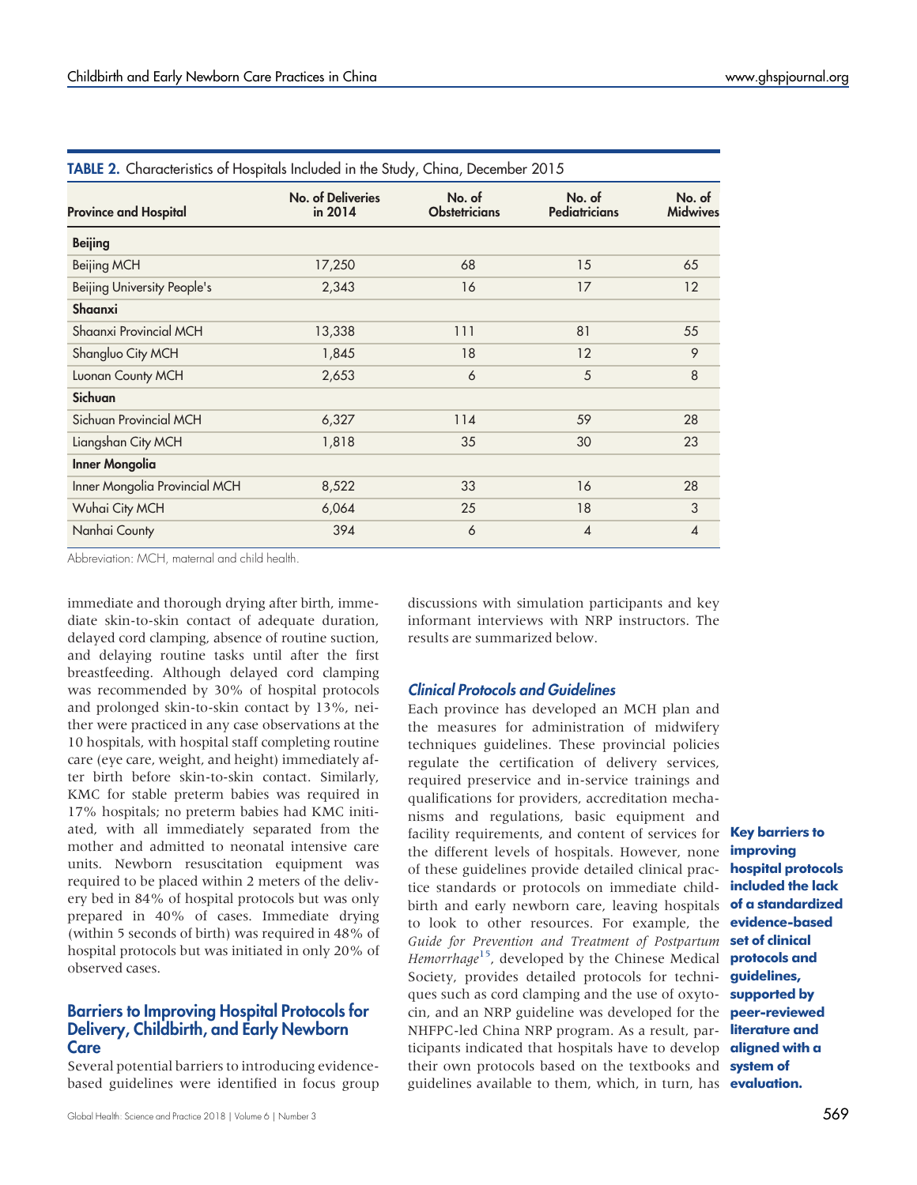**TABLE 2.** Characteristics of Hospitals Included in the Study, China, December 2015

| Province and Hospital | No. of Deliveries in 2014 | No. of Obstetricians | No. of Pediatricians | No. of Midwives |
|---|---|---|---|---|
| **Beijing** | | | | |
| Beijing MCH | 17,250 | 68 | 15 | 65 |
| Beijing University People's | 2,343 | 16 | 17 | 12 |
| **Shaanxi** | | | | |
| Shaanxi Provincial MCH | 13,338 | 111 | 81 | 55 |
| Shangluo City MCH | 1,845 | 18 | 12 | 9 |
| Luonan County MCH | 2,653 | 6 | 5 | 8 |
| **Sichuan** | | | | |
| Sichuan Provincial MCH | 6,327 | 114 | 59 | 28 |
| Liangshan City MCH | 1,818 | 35 | 30 | 23 |
| **Inner Mongolia** | | | | |
| Inner Mongolia Provincial MCH | 8,522 | 33 | 16 | 28 |
| Wuhai City MCH | 6,064 | 25 | 18 | 3 |
| Nanhai County | 394 | 6 | 4 | 4 |

Abbreviation: MCH, maternal and child health.

immediate and thorough drying after birth, immediate skin-to-skin contact of adequate duration, delayed cord clamping, absence of routine suction, and delaying routine tasks until after the first breastfeeding. Although delayed cord clamping was recommended by 30% of hospital protocols and prolonged skin-to-skin contact by 13%, neither were practiced in any case observations at the 10 hospitals, with hospital staff completing routine care (eye care, weight, and height) immediately after birth before skin-to-skin contact. Similarly, KMC for stable preterm babies was required in 17% hospitals; no preterm babies had KMC initiated, with all immediately separated from the mother and admitted to neonatal intensive care units. Newborn resuscitation equipment was required to be placed within 2 meters of the delivery bed in 84% of hospital protocols but was only prepared in 40% of cases. Immediate drying (within 5 seconds of birth) was required in 48% of hospital protocols but was initiated in only 20% of observed cases.

## Barriers to Improving Hospital Protocols for Delivery, Childbirth, and Early Newborn Care

Several potential barriers to introducing evidence-based guidelines were identified in focus group discussions with simulation participants and key informant interviews with NRP instructors. The results are summarized below.

### *Clinical Protocols and Guidelines*

Each province has developed an MCH plan and the measures for administration of midwifery techniques guidelines. These provincial policies regulate the certification of delivery services, required preservice and in-service trainings and qualifications for providers, accreditation mechanisms and regulations, basic equipment and facility requirements, and content of services for the different levels of hospitals. However, none of these guidelines provide detailed clinical practice standards or protocols on immediate childbirth and early newborn care, leaving hospitals to look to other resources. For example, the *Guide for Prevention and Treatment of Postpartum Hemorrhage*[15], developed by the Chinese Medical Society, provides detailed protocols for techniques such as cord clamping and the use of oxytocin, and an NRP guideline was developed for the NHFPC-led China NRP program. As a result, participants indicated that hospitals have to develop their own protocols based on the textbooks and guidelines available to them, which, in turn, has

**Key barriers to improving hospital protocols included the lack of a standardized evidence-based set of clinical protocols and guidelines, supported by peer-reviewed literature and aligned with a system of evaluation.**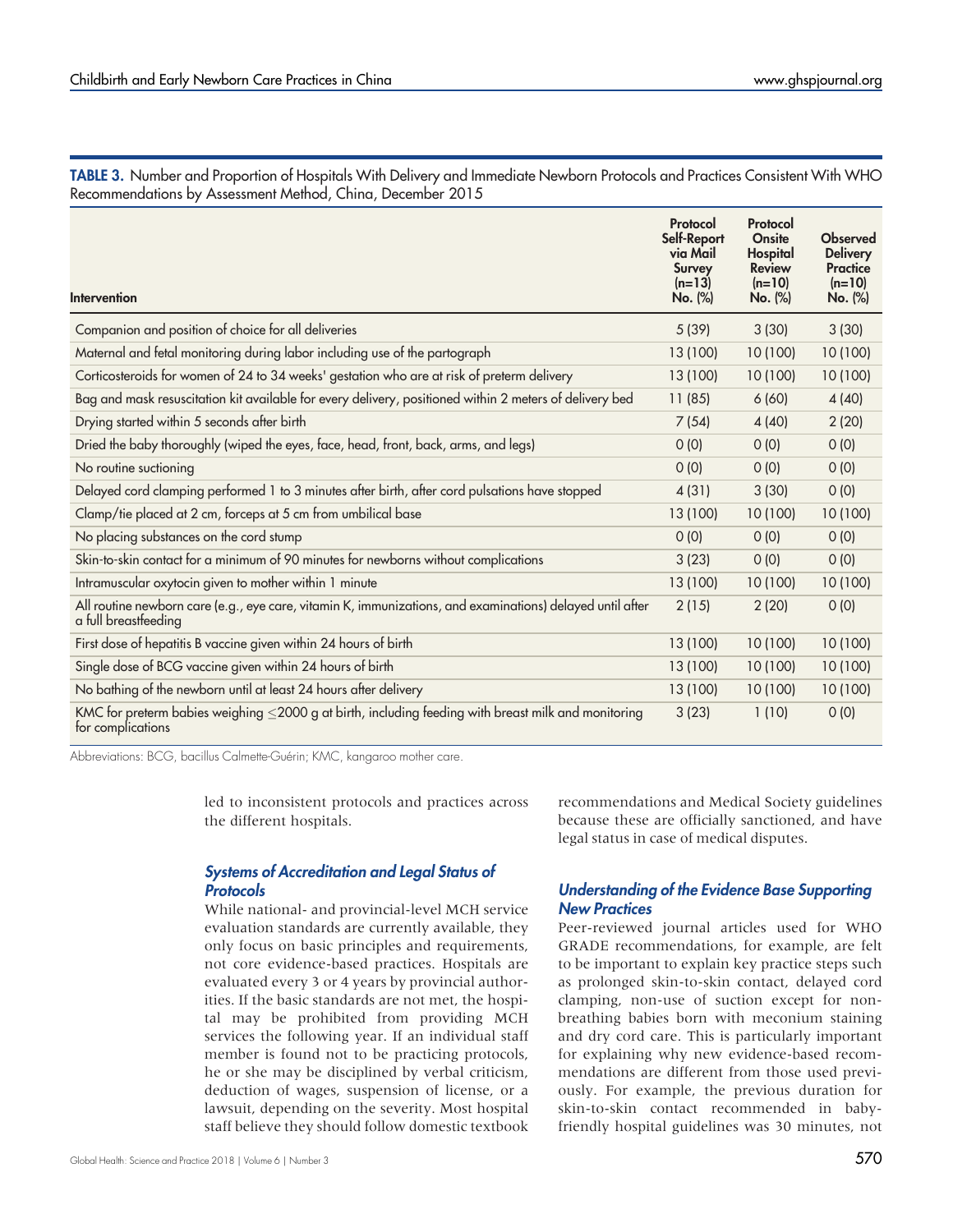**TABLE 3.** Number and Proportion of Hospitals With Delivery and Immediate Newborn Protocols and Practices Consistent With WHO Recommendations by Assessment Method, China, December 2015

| Intervention | Protocol Self-Report via Mail Survey (n=13) No. (%) | Protocol Onsite Hospital Review (n=10) No. (%) | Observed Delivery Practice (n=10) No. (%) |
|---|---|---|---|
| Companion and position of choice for all deliveries | 5 (39) | 3 (30) | 3 (30) |
| Maternal and fetal monitoring during labor including use of the partograph | 13 (100) | 10 (100) | 10 (100) |
| Corticosteroids for women of 24 to 34 weeks' gestation who are at risk of preterm delivery | 13 (100) | 10 (100) | 10 (100) |
| Bag and mask resuscitation kit available for every delivery, positioned within 2 meters of delivery bed | 11 (85) | 6 (60) | 4 (40) |
| Drying started within 5 seconds after birth | 7 (54) | 4 (40) | 2 (20) |
| Dried the baby thoroughly (wiped the eyes, face, head, front, back, arms, and legs) | 0 (0) | 0 (0) | 0 (0) |
| No routine suctioning | 0 (0) | 0 (0) | 0 (0) |
| Delayed cord clamping performed 1 to 3 minutes after birth, after cord pulsations have stopped | 4 (31) | 3 (30) | 0 (0) |
| Clamp/tie placed at 2 cm, forceps at 5 cm from umbilical base | 13 (100) | 10 (100) | 10 (100) |
| No placing substances on the cord stump | 0 (0) | 0 (0) | 0 (0) |
| Skin-to-skin contact for a minimum of 90 minutes for newborns without complications | 3 (23) | 0 (0) | 0 (0) |
| Intramuscular oxytocin given to mother within 1 minute | 13 (100) | 10 (100) | 10 (100) |
| All routine newborn care (e.g., eye care, vitamin K, immunizations, and examinations) delayed until after a full breastfeeding | 2 (15) | 2 (20) | 0 (0) |
| First dose of hepatitis B vaccine given within 24 hours of birth | 13 (100) | 10 (100) | 10 (100) |
| Single dose of BCG vaccine given within 24 hours of birth | 13 (100) | 10 (100) | 10 (100) |
| No bathing of the newborn until at least 24 hours after delivery | 13 (100) | 10 (100) | 10 (100) |
| KMC for preterm babies weighing ≤2000 g at birth, including feeding with breast milk and monitoring for complications | 3 (23) | 1 (10) | 0 (0) |

Abbreviations: BCG, bacillus Calmette-Guérin; KMC, kangaroo mother care.

led to inconsistent protocols and practices across the different hospitals.

### *Systems of Accreditation and Legal Status of Protocols*

While national- and provincial-level MCH service evaluation standards are currently available, they only focus on basic principles and requirements, not core evidence-based practices. Hospitals are evaluated every 3 or 4 years by provincial authorities. If the basic standards are not met, the hospital may be prohibited from providing MCH services the following year. If an individual staff member is found not to be practicing protocols, he or she may be disciplined by verbal criticism, deduction of wages, suspension of license, or a lawsuit, depending on the severity. Most hospital staff believe they should follow domestic textbook recommendations and Medical Society guidelines because these are officially sanctioned, and have legal status in case of medical disputes.

### *Understanding of the Evidence Base Supporting New Practices*

Peer-reviewed journal articles used for WHO GRADE recommendations, for example, are felt to be important to explain key practice steps such as prolonged skin-to-skin contact, delayed cord clamping, non-use of suction except for non-breathing babies born with meconium staining and dry cord care. This is particularly important for explaining why new evidence-based recommendations are different from those used previously. For example, the previous duration for skin-to-skin contact recommended in baby-friendly hospital guidelines was 30 minutes, not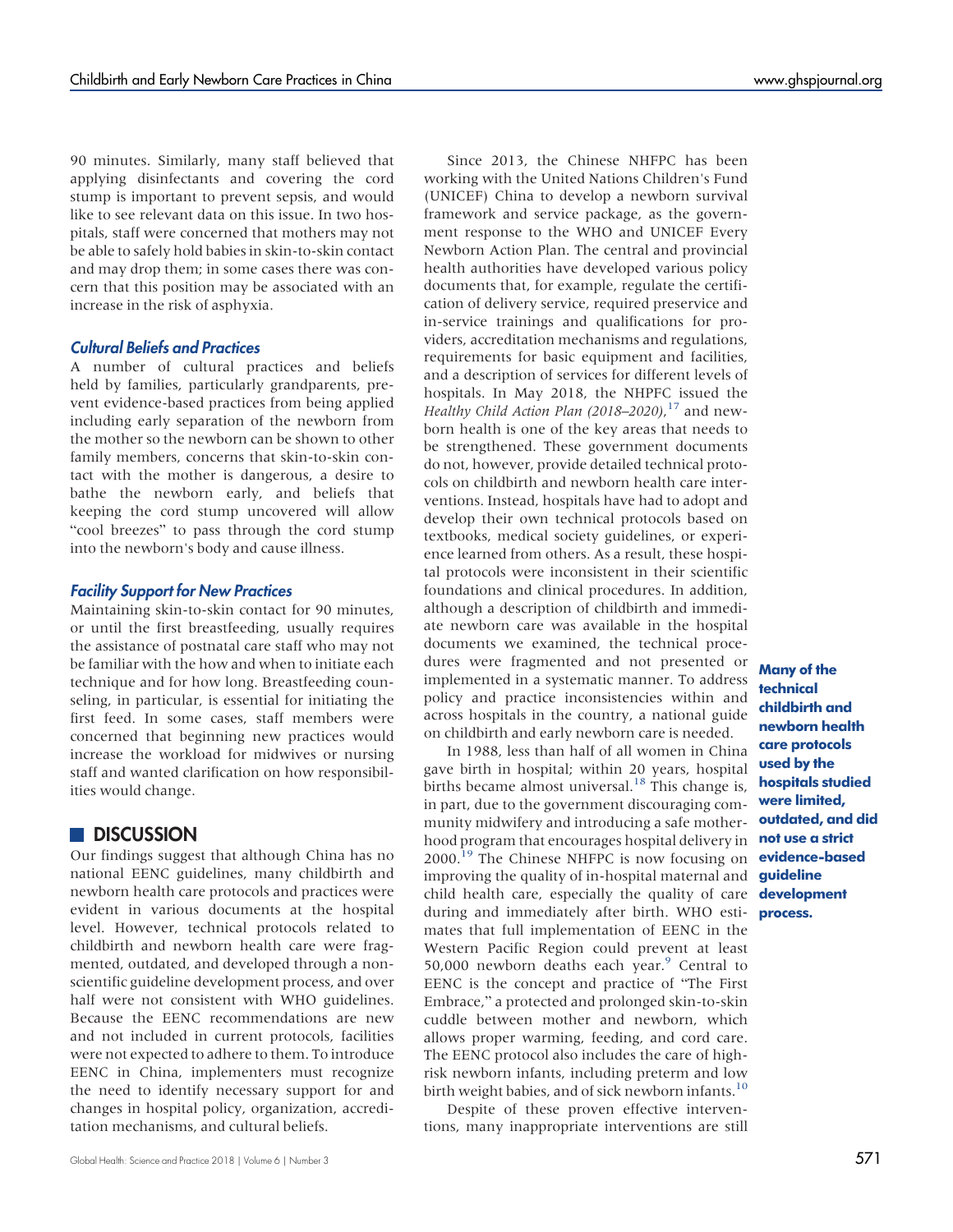90 minutes. Similarly, many staff believed that applying disinfectants and covering the cord stump is important to prevent sepsis, and would like to see relevant data on this issue. In two hospitals, staff were concerned that mothers may not be able to safely hold babies in skin-to-skin contact and may drop them; in some cases there was concern that this position may be associated with an increase in the risk of asphyxia.

### Cultural Beliefs and Practices

A number of cultural practices and beliefs held by families, particularly grandparents, prevent evidence-based practices from being applied including early separation of the newborn from the mother so the newborn can be shown to other family members, concerns that skin-to-skin contact with the mother is dangerous, a desire to bathe the newborn early, and beliefs that keeping the cord stump uncovered will allow "cool breezes" to pass through the cord stump into the newborn's body and cause illness.

### Facility Support for New Practices

Maintaining skin-to-skin contact for 90 minutes, or until the first breastfeeding, usually requires the assistance of postnatal care staff who may not be familiar with the how and when to initiate each technique and for how long. Breastfeeding counseling, in particular, is essential for initiating the first feed. In some cases, staff members were concerned that beginning new practices would increase the workload for midwives or nursing staff and wanted clarification on how responsibilities would change.

## DISCUSSION

Our findings suggest that although China has no national EENC guidelines, many childbirth and newborn health care protocols and practices were evident in various documents at the hospital level. However, technical protocols related to childbirth and newborn health care were fragmented, outdated, and developed through a nonscientific guideline development process, and over half were not consistent with WHO guidelines. Because the EENC recommendations are new and not included in current protocols, facilities were not expected to adhere to them. To introduce EENC in China, implementers must recognize the need to identify necessary support for and changes in hospital policy, organization, accreditation mechanisms, and cultural beliefs.

Since 2013, the Chinese NHFPC has been working with the United Nations Children's Fund (UNICEF) China to develop a newborn survival framework and service package, as the government response to the WHO and UNICEF Every Newborn Action Plan. The central and provincial health authorities have developed various policy documents that, for example, regulate the certification of delivery service, required preservice and in-service trainings and qualifications for providers, accreditation mechanisms and regulations, requirements for basic equipment and facilities, and a description of services for different levels of hospitals. In May 2018, the NHPFC issued the *Healthy Child Action Plan (2018–2020)*,[17] and newborn health is one of the key areas that needs to be strengthened. These government documents do not, however, provide detailed technical protocols on childbirth and newborn health care interventions. Instead, hospitals have had to adopt and develop their own technical protocols based on textbooks, medical society guidelines, or experience learned from others. As a result, these hospital protocols were inconsistent in their scientific foundations and clinical procedures. In addition, although a description of childbirth and immediate newborn care was available in the hospital documents we examined, the technical procedures were fragmented and not presented or implemented in a systematic manner. To address policy and practice inconsistencies within and across hospitals in the country, a national guide on childbirth and early newborn care is needed.

**Many of the technical childbirth and newborn health care protocols used by the hospitals studied were limited, outdated, and did not use a strict evidence-based guideline development process.**

In 1988, less than half of all women in China gave birth in hospital; within 20 years, hospital births became almost universal.[18] This change is, in part, due to the government discouraging community midwifery and introducing a safe motherhood program that encourages hospital delivery in 2000.[19] The Chinese NHFPC is now focusing on improving the quality of in-hospital maternal and child health care, especially the quality of care during and immediately after birth. WHO estimates that full implementation of EENC in the Western Pacific Region could prevent at least 50,000 newborn deaths each year.[9] Central to EENC is the concept and practice of "The First Embrace," a protected and prolonged skin-to-skin cuddle between mother and newborn, which allows proper warming, feeding, and cord care. The EENC protocol also includes the care of high-risk newborn infants, including preterm and low birth weight babies, and of sick newborn infants.[10]

Despite of these proven effective interventions, many inappropriate interventions are still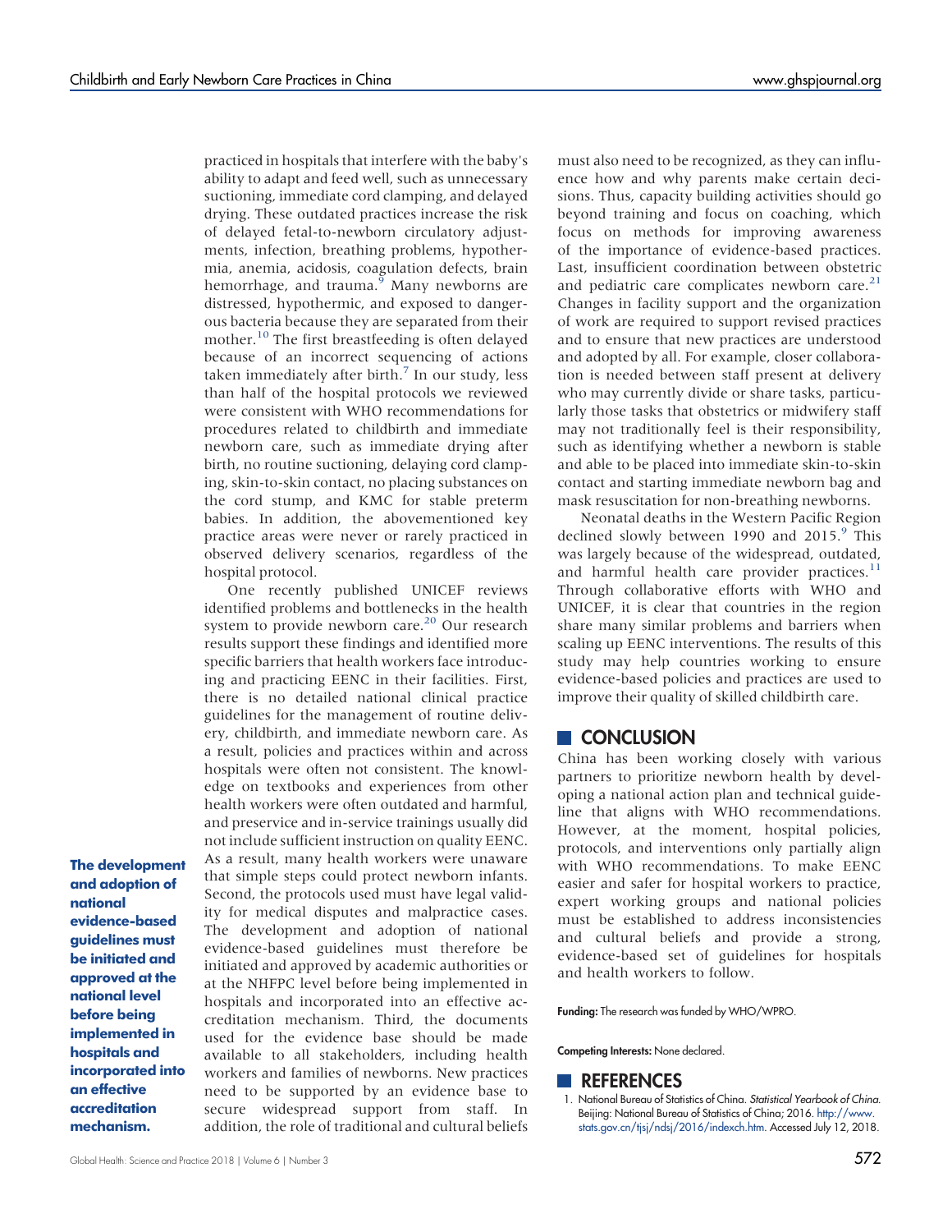practiced in hospitals that interfere with the baby's ability to adapt and feed well, such as unnecessary suctioning, immediate cord clamping, and delayed drying. These outdated practices increase the risk of delayed fetal-to-newborn circulatory adjustments, infection, breathing problems, hypothermia, anemia, acidosis, coagulation defects, brain hemorrhage, and trauma.[9] Many newborns are distressed, hypothermic, and exposed to dangerous bacteria because they are separated from their mother.[10] The first breastfeeding is often delayed because of an incorrect sequencing of actions taken immediately after birth.[7] In our study, less than half of the hospital protocols we reviewed were consistent with WHO recommendations for procedures related to childbirth and immediate newborn care, such as immediate drying after birth, no routine suctioning, delaying cord clamping, skin-to-skin contact, no placing substances on the cord stump, and KMC for stable preterm babies. In addition, the abovementioned key practice areas were never or rarely practiced in observed delivery scenarios, regardless of the hospital protocol.

One recently published UNICEF reviews identified problems and bottlenecks in the health system to provide newborn care.[20] Our research results support these findings and identified more specific barriers that health workers face introducing and practicing EENC in their facilities. First, there is no detailed national clinical practice guidelines for the management of routine delivery, childbirth, and immediate newborn care. As a result, policies and practices within and across hospitals were often not consistent. The knowledge on textbooks and experiences from other health workers were often outdated and harmful, and preservice and in-service trainings usually did not include sufficient instruction on quality EENC. As a result, many health workers were unaware that simple steps could protect newborn infants. Second, the protocols used must have legal validity for medical disputes and malpractice cases. The development and adoption of national evidence-based guidelines must therefore be initiated and approved by academic authorities or at the NHFPC level before being implemented in hospitals and incorporated into an effective accreditation mechanism. Third, the documents used for the evidence base should be made available to all stakeholders, including health workers and families of newborns. New practices need to be supported by an evidence base to secure widespread support from staff. In addition, the role of traditional and cultural beliefs must also need to be recognized, as they can influence how and why parents make certain decisions. Thus, capacity building activities should go beyond training and focus on coaching, which focus on methods for improving awareness of the importance of evidence-based practices. Last, insufficient coordination between obstetric and pediatric care complicates newborn care.[21] Changes in facility support and the organization of work are required to support revised practices and to ensure that new practices are understood and adopted by all. For example, closer collaboration is needed between staff present at delivery who may currently divide or share tasks, particularly those tasks that obstetrics or midwifery staff may not traditionally feel is their responsibility, such as identifying whether a newborn is stable and able to be placed into immediate skin-to-skin contact and starting immediate newborn bag and mask resuscitation for non-breathing newborns.

**The development and adoption of national evidence-based guidelines must be initiated and approved at the national level before being implemented in hospitals and incorporated into an effective accreditation mechanism.**

Neonatal deaths in the Western Pacific Region declined slowly between 1990 and 2015.[9] This was largely because of the widespread, outdated, and harmful health care provider practices.[11] Through collaborative efforts with WHO and UNICEF, it is clear that countries in the region share many similar problems and barriers when scaling up EENC interventions. The results of this study may help countries working to ensure evidence-based policies and practices are used to improve their quality of skilled childbirth care.

## CONCLUSION

China has been working closely with various partners to prioritize newborn health by developing a national action plan and technical guideline that aligns with WHO recommendations. However, at the moment, hospital policies, protocols, and interventions only partially align with WHO recommendations. To make EENC easier and safer for hospital workers to practice, expert working groups and national policies must be established to address inconsistencies and cultural beliefs and provide a strong, evidence-based set of guidelines for hospitals and health workers to follow.

**Funding:** The research was funded by WHO/WPRO.

**Competing Interests:** None declared.

## REFERENCES

1. National Bureau of Statistics of China. *Statistical Yearbook of China.* Beijing: National Bureau of Statistics of China; 2016. http://www.stats.gov.cn/tjsj/ndsj/2016/indexch.htm. Accessed July 12, 2018.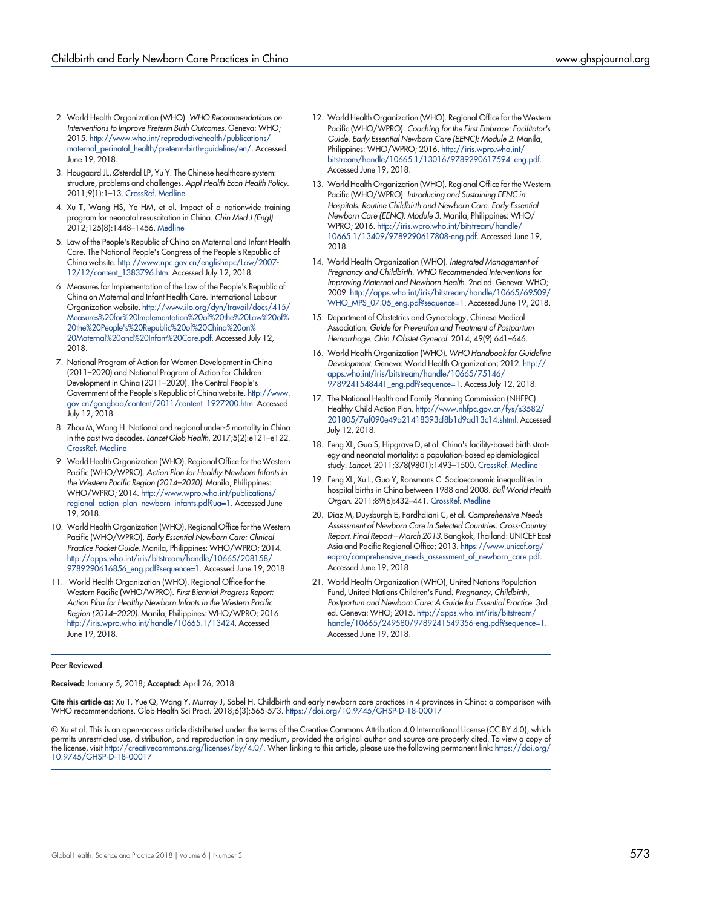2. World Health Organization (WHO). *WHO Recommendations on Interventions to Improve Preterm Birth Outcomes.* Geneva: WHO; 2015. http://www.who.int/reproductivehealth/publications/maternal_perinatal_health/preterm-birth-guideline/en/. Accessed June 19, 2018.

3. Hougaard JL, Østerdal LP, Yu Y. The Chinese healthcare system: structure, problems and challenges. *Appl Health Econ Health Policy.* 2011;9(1):1–13. CrossRef. Medline

4. Xu T, Wang HS, Ye HM, et al. Impact of a nationwide training program for neonatal resuscitation in China. *Chin Med J (Engl).* 2012;125(8):1448–1456. Medline

5. Law of the People's Republic of China on Maternal and Infant Health Care. The National People's Congress of the People's Republic of China website. http://www.npc.gov.cn/englishnpc/Law/2007-12/12/content_1383796.htm. Accessed July 12, 2018.

6. Measures for Implementation of the Law of the People's Republic of China on Maternal and Infant Health Care. International Labour Organization website. http://www.ilo.org/dyn/travail/docs/415/Measures%20for%20Implementation%20of%20the%20Law%20of%20the%20People's%20Republic%20of%20China%20on%20Maternal%20and%20Infant%20Care.pdf. Accessed July 12, 2018.

7. National Program of Action for Women Development in China (2011–2020) and National Program of Action for Children Development in China (2011–2020). The Central People's Government of the People's Republic of China website. http://www.gov.cn/gongbao/content/2011/content_1927200.htm. Accessed July 12, 2018.

8. Zhou M, Wang H. National and regional under-5 mortality in China in the past two decades. *Lancet Glob Health.* 2017;5(2):e121–e122. CrossRef. Medline

9. World Health Organization (WHO). Regional Office for the Western Pacific (WHO/WPRO). *Action Plan for Healthy Newborn Infants in the Western Pacific Region (2014–2020).* Manila, Philippines: WHO/WPRO; 2014. http://www.wpro.who.int/publications/regional_action_plan_newborn_infants.pdf?ua=1. Accessed June 19, 2018.

10. World Health Organization (WHO). Regional Office for the Western Pacific (WHO/WPRO). *Early Essential Newborn Care: Clinical Practice Pocket Guide.* Manila, Philippines: WHO/WPRO; 2014. http://apps.who.int/iris/bitstream/handle/10665/208158/9789290616856_eng.pdf?sequence=1. Accessed June 19, 2018.

11. World Health Organization (WHO). Regional Office for the Western Pacific (WHO/WPRO). *First Biennial Progress Report: Action Plan for Healthy Newborn Infants in the Western Pacific Region (2014–2020).* Manila, Philippines: WHO/WPRO; 2016. http://iris.wpro.who.int/handle/10665.1/13424. Accessed June 19, 2018.

12. World Health Organization (WHO). Regional Office for the Western Pacific (WHO/WPRO). *Coaching for the First Embrace: Facilitator's Guide. Early Essential Newborn Care (EENC): Module 2.* Manila, Philippines: WHO/WPRO; 2016. http://iris.wpro.who.int/bitstream/handle/10665.1/13016/9789290617594_eng.pdf. Accessed June 19, 2018.

13. World Health Organization (WHO). Regional Office for the Western Pacific (WHO/WPRO). *Introducing and Sustaining EENC in Hospitals: Routine Childbirth and Newborn Care. Early Essential Newborn Care (EENC): Module 3.* Manila, Philippines: WHO/WPRO; 2016. http://iris.wpro.who.int/bitstream/handle/10665.1/13409/9789290617808-eng.pdf. Accessed June 19, 2018.

14. World Health Organization (WHO). *Integrated Management of Pregnancy and Childbirth. WHO Recommended Interventions for Improving Maternal and Newborn Health.* 2nd ed. Geneva: WHO; 2009. http://apps.who.int/iris/bitstream/handle/10665/69509/WHO_MPS_07.05_eng.pdf?sequence=1. Accessed June 19, 2018.

15. Department of Obstetrics and Gynecology, Chinese Medical Association. *Guide for Prevention and Treatment of Postpartum Hemorrhage. Chin J Obstet Gynecol.* 2014; 49(9):641–646.

16. World Health Organization (WHO). *WHO Handbook for Guideline Development.* Geneva: World Health Organization; 2012. http://apps.who.int/iris/bitstream/handle/10665/75146/9789241548441_eng.pdf?sequence=1. Access July 12, 2018.

17. The National Health and Family Planning Commission (NHFPC). Healthy Child Action Plan. http://www.nhfpc.gov.cn/fys/s3582/201805/7af090e49a21418393cf8b1d9ad13c14.shtml. Accessed July 12, 2018.

18. Feng XL, Guo S, Hipgrave D, et al. China's facility-based birth strategy and neonatal mortality: a population-based epidemiological study. *Lancet.* 2011;378(9801):1493–1500. CrossRef. Medline

19. Feng XL, Xu L, Guo Y, Ronsmans C. Socioeconomic inequalities in hospital births in China between 1988 and 2008. *Bull World Health Organ.* 2011;89(6):432–441. CrossRef. Medline

20. Diaz M, Duysburgh E, Fardhdiani C, et al. *Comprehensive Needs Assessment of Newborn Care in Selected Countries: Cross-Country Report. Final Report – March 2013.* Bangkok, Thailand: UNICEF East Asia and Pacific Regional Office; 2013. https://www.unicef.org/eapro/comprehensive_needs_assessment_of_newborn_care.pdf. Accessed June 19, 2018.

21. World Health Organization (WHO), United Nations Population Fund, United Nations Children's Fund. *Pregnancy, Childbirth, Postpartum and Newborn Care: A Guide for Essential Practice.* 3rd ed. Geneva: WHO; 2015. http://apps.who.int/iris/bitstream/handle/10665/249580/9789241549356-eng.pdf?sequence=1. Accessed June 19, 2018.

---

**Peer Reviewed**

**Received:** January 5, 2018; **Accepted:** April 26, 2018

**Cite this article as:** Xu T, Yue Q, Wang Y, Murray J, Sobel H. Childbirth and early newborn care practices in 4 provinces in China: a comparison with WHO recommendations. Glob Health Sci Pract. 2018;6(3):565-573. https://doi.org/10.9745/GHSP-D-18-00017

© Xu et al. This is an open-access article distributed under the terms of the Creative Commons Attribution 4.0 International License (CC BY 4.0), which permits unrestricted use, distribution, and reproduction in any medium, provided the original author and source are properly cited. To view a copy of the license, visit http://creativecommons.org/licenses/by/4.0/. When linking to this article, please use the following permanent link: https://doi.org/10.9745/GHSP-D-18-00017

---